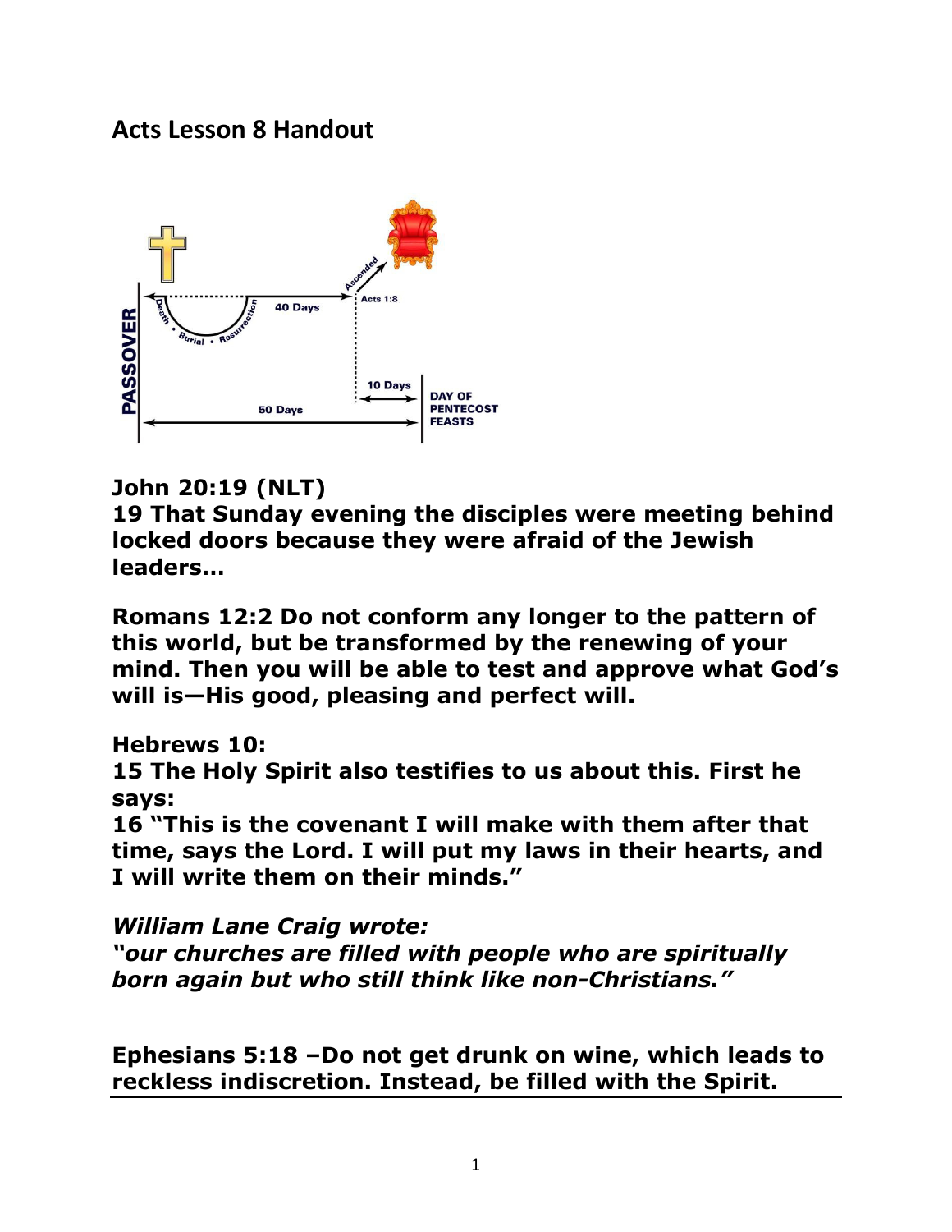## Acts Lesson 8 Handout

**John 20:19 (NLT)**
**19 That Sunday evening the disciples were meeting behind locked doors because they were afraid of the Jewish leaders…**

**Romans 12:2 Do not conform any longer to the pattern of this world, but be transformed by the renewing of your mind. Then you will be able to test and approve what God's will is—His good, pleasing and perfect will.**

**Hebrews 10:**
**15 The Holy Spirit also testifies to us about this. First he says:**
**16 "This is the covenant I will make with them after that time, says the Lord. I will put my laws in their hearts, and I will write them on their minds."**

***William Lane Craig wrote:***
***"our churches are filled with people who are spiritually born again but who still think like non-Christians."***

**Ephesians 5:18 –Do not get drunk on wine, which leads to reckless indiscretion. Instead, be filled with the Spirit.**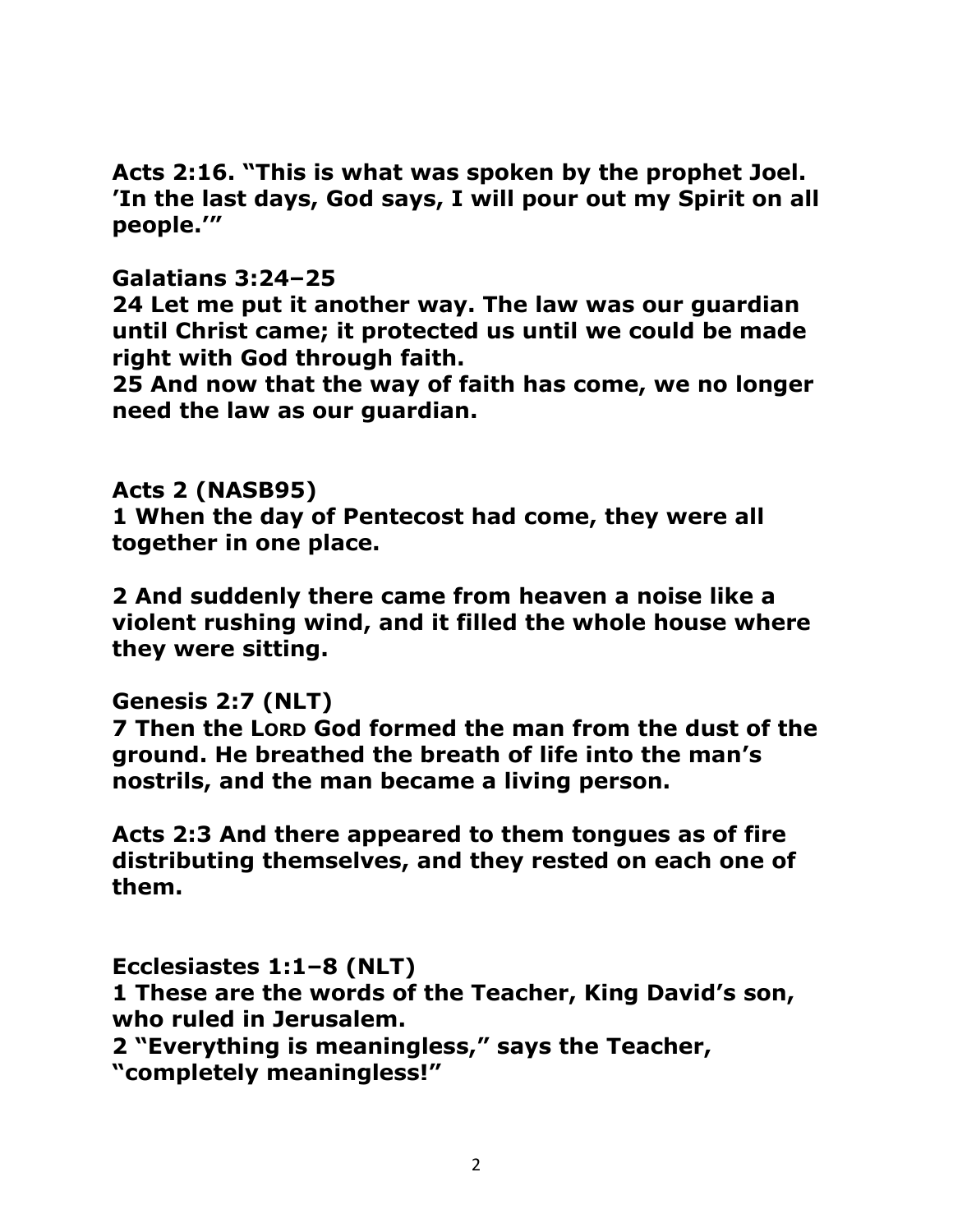**Acts 2:16. "This is what was spoken by the prophet Joel. 'In the last days, God says, I will pour out my Spirit on all people.'"**

**Galatians 3:24–25**

**24 Let me put it another way. The law was our guardian until Christ came; it protected us until we could be made right with God through faith.**

**25 And now that the way of faith has come, we no longer need the law as our guardian.**

**Acts 2 (NASB95)**

**1 When the day of Pentecost had come, they were all together in one place.**

**2 And suddenly there came from heaven a noise like a violent rushing wind, and it filled the whole house where they were sitting.**

**Genesis 2:7 (NLT)**

**7 Then the LORD God formed the man from the dust of the ground. He breathed the breath of life into the man's nostrils, and the man became a living person.**

**Acts 2:3 And there appeared to them tongues as of fire distributing themselves, and they rested on each one of them.**

**Ecclesiastes 1:1–8 (NLT)**

**1 These are the words of the Teacher, King David's son, who ruled in Jerusalem.**

**2 "Everything is meaningless," says the Teacher, "completely meaningless!"**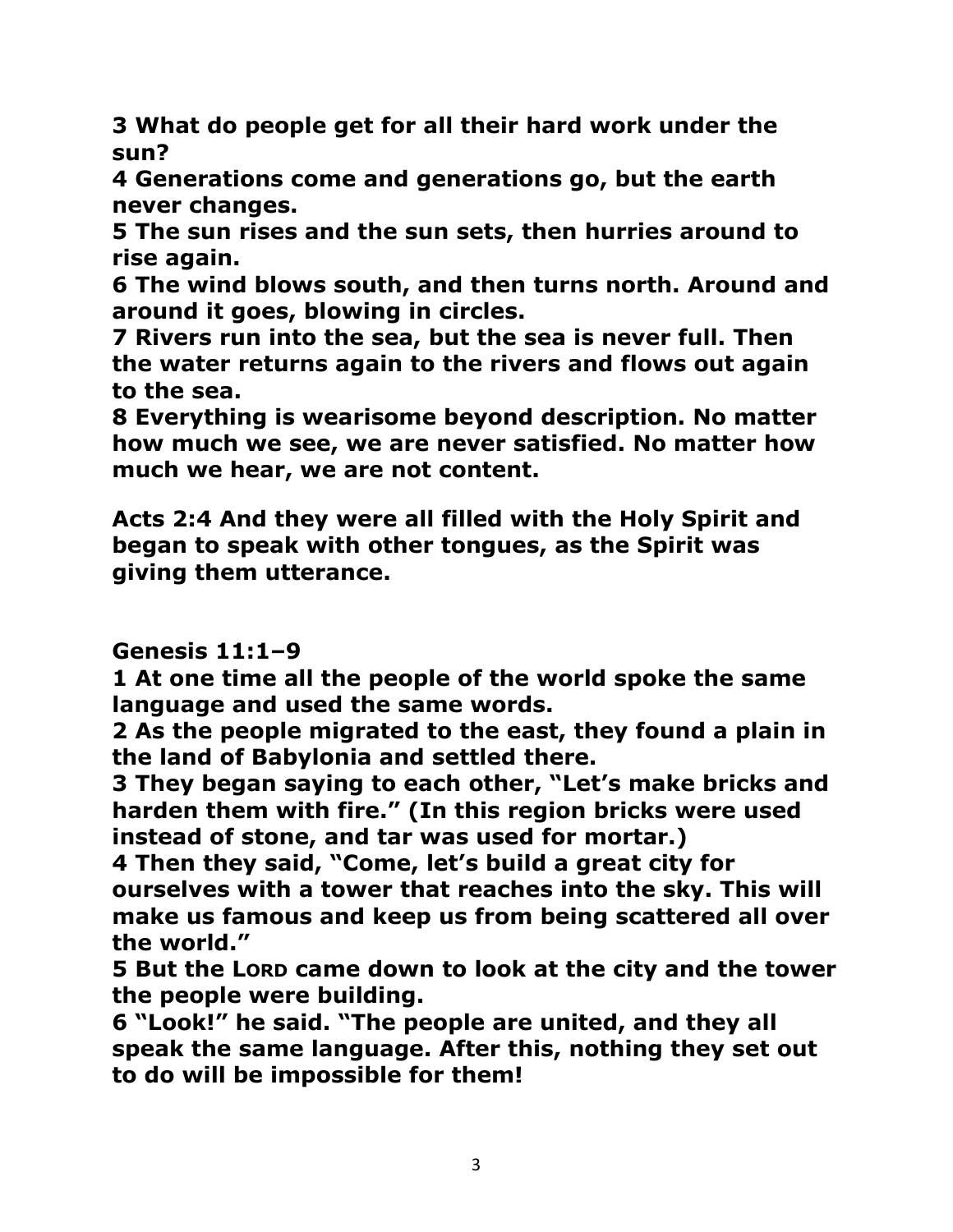**3 What do people get for all their hard work under the sun?**
**4 Generations come and generations go, but the earth never changes.**
**5 The sun rises and the sun sets, then hurries around to rise again.**
**6 The wind blows south, and then turns north. Around and around it goes, blowing in circles.**
**7 Rivers run into the sea, but the sea is never full. Then the water returns again to the rivers and flows out again to the sea.**
**8 Everything is wearisome beyond description. No matter how much we see, we are never satisfied. No matter how much we hear, we are not content.**

**Acts 2:4 And they were all filled with the Holy Spirit and began to speak with other tongues, as the Spirit was giving them utterance.**

**Genesis 11:1–9**
**1 At one time all the people of the world spoke the same language and used the same words.**
**2 As the people migrated to the east, they found a plain in the land of Babylonia and settled there.**
**3 They began saying to each other, "Let's make bricks and harden them with fire." (In this region bricks were used instead of stone, and tar was used for mortar.)**
**4 Then they said, "Come, let's build a great city for ourselves with a tower that reaches into the sky. This will make us famous and keep us from being scattered all over the world."**
**5 But the LORD came down to look at the city and the tower the people were building.**
**6 "Look!" he said. "The people are united, and they all speak the same language. After this, nothing they set out to do will be impossible for them!**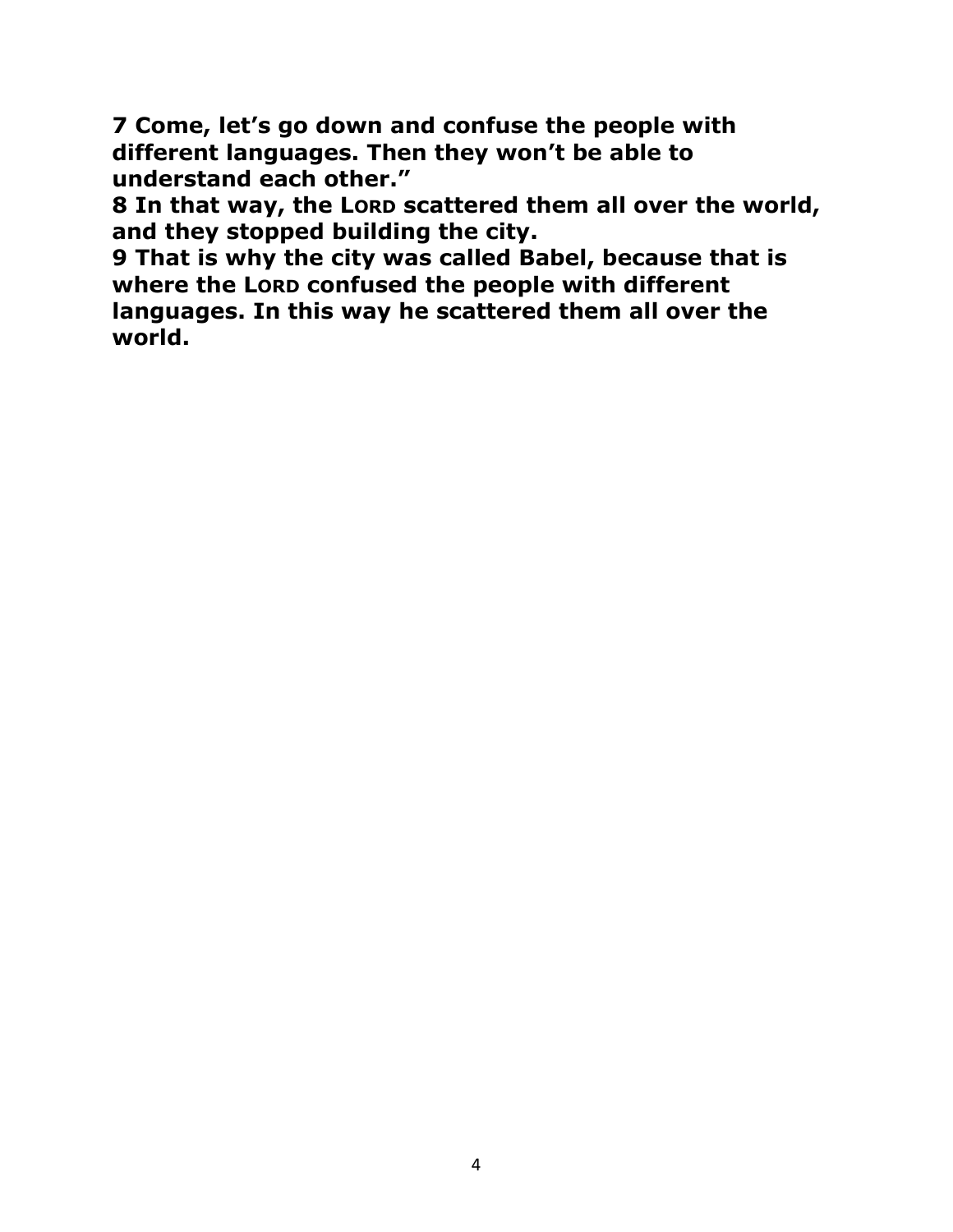**7 Come, let's go down and confuse the people with different languages. Then they won't be able to understand each other."**
**8 In that way, the LORD scattered them all over the world, and they stopped building the city.**
**9 That is why the city was called Babel, because that is where the LORD confused the people with different languages. In this way he scattered them all over the world.**